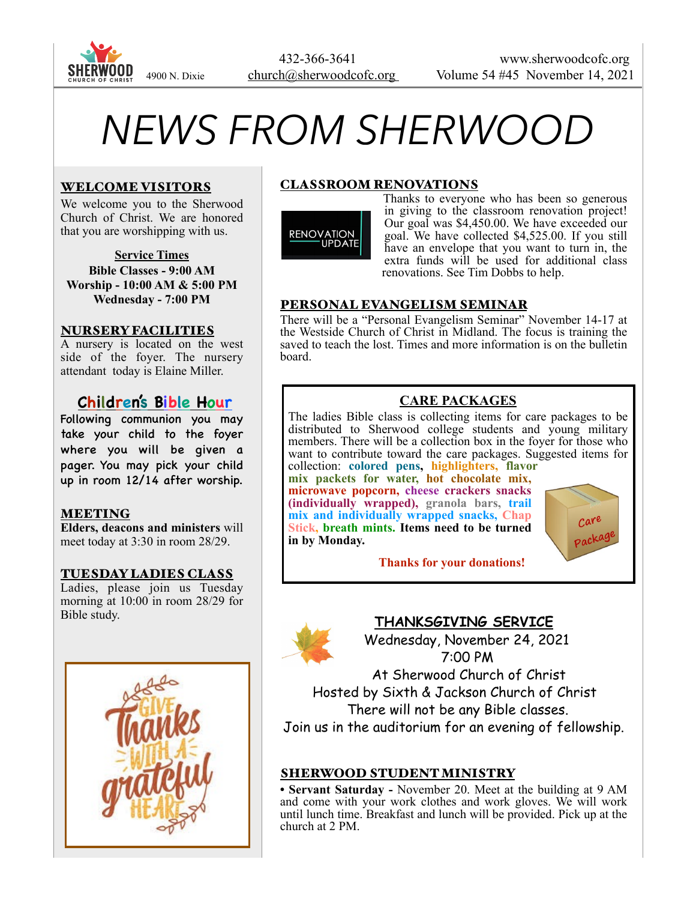SHERWOOD CHURCH OF CHRIST 4900 N. Dixie

432-366-3641
church@sherwoodcofc.org

www.sherwoodcofc.org
Volume 54 #45 November 14, 2021

# NEWS FROM SHERWOOD

## WELCOME VISITORS

We welcome you to the Sherwood Church of Christ. We are honored that you are worshipping with us.

**Service Times**
**Bible Classes - 9:00 AM**
**Worship - 10:00 AM & 5:00 PM**
**Wednesday - 7:00 PM**

## NURSERY FACILITIES

A nursery is located on the west side of the foyer. The nursery attendant today is Elaine Miller.

## Children's Bible Hour

Following communion you may take your child to the foyer where you will be given a pager. You may pick your child up in room 12/14 after worship.

## MEETING

**Elders, deacons and ministers** will meet today at 3:30 in room 28/29.

## TUESDAY LADIES CLASS

Ladies, please join us Tuesday morning at 10:00 in room 28/29 for Bible study.

Give Thanks with a grateful HEART

## CLASSROOM RENOVATIONS

RENOVATION UPDATE

Thanks to everyone who has been so generous in giving to the classroom renovation project! Our goal was $4,450.00. We have exceeded our goal. We have collected $4,525.00. If you still have an envelope that you want to turn in, the extra funds will be used for additional class renovations. See Tim Dobbs to help.

## PERSONAL EVANGELISM SEMINAR

There will be a "Personal Evangelism Seminar" November 14-17 at the Westside Church of Christ in Midland. The focus is training the saved to teach the lost. Times and more information is on the bulletin board.

## CARE PACKAGES

The ladies Bible class is collecting items for care packages to be distributed to Sherwood college students and young military members. There will be a collection box in the foyer for those who want to contribute toward the care packages. Suggested items for collection: **colored pens, highlighters, flavor mix packets for water, hot chocolate mix, microwave popcorn, cheese crackers snacks (individually wrapped), granola bars, trail mix and individually wrapped snacks, Chap Stick, breath mints. Items need to be turned in by Monday.**

**Thanks for your donations!**

## THANKSGIVING SERVICE

Wednesday, November 24, 2021
7:00 PM
At Sherwood Church of Christ
Hosted by Sixth & Jackson Church of Christ
There will not be any Bible classes.
Join us in the auditorium for an evening of fellowship.

## SHERWOOD STUDENT MINISTRY

• **Servant Saturday -** November 20. Meet at the building at 9 AM and come with your work clothes and work gloves. We will work until lunch time. Breakfast and lunch will be provided. Pick up at the church at 2 PM.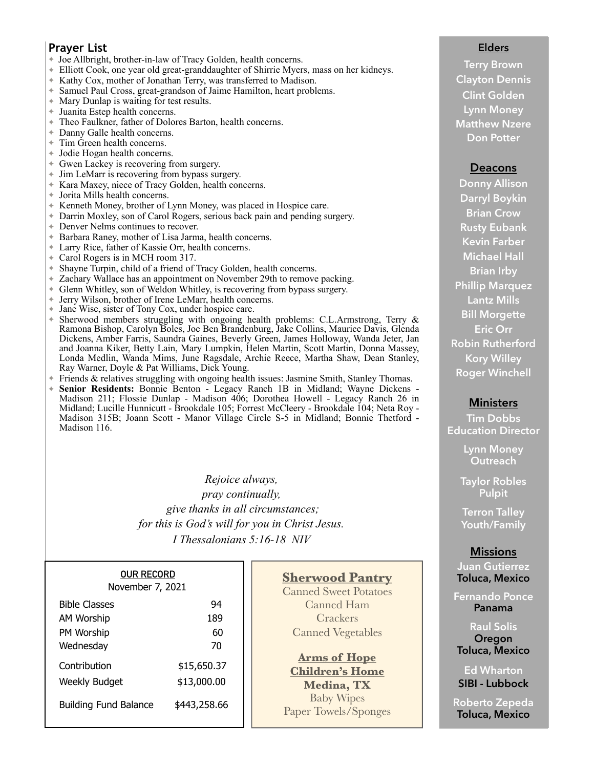## Prayer List

- Joe Allbright, brother-in-law of Tracy Golden, health concerns.
- Elliott Cook, one year old great-granddaughter of Shirrie Myers, mass on her kidneys.
- Kathy Cox, mother of Jonathan Terry, was transferred to Madison.
- Samuel Paul Cross, great-grandson of Jaime Hamilton, heart problems.
- Mary Dunlap is waiting for test results.
- Juanita Estep health concerns.
- Theo Faulkner, father of Dolores Barton, health concerns.
- Danny Galle health concerns.
- Tim Green health concerns.
- Jodie Hogan health concerns.
- Gwen Lackey is recovering from surgery.
- Jim LeMarr is recovering from bypass surgery.
- Kara Maxey, niece of Tracy Golden, health concerns.
- Jorita Mills health concerns.
- Kenneth Money, brother of Lynn Money, was placed in Hospice care.
- Darrin Moxley, son of Carol Rogers, serious back pain and pending surgery.
- Denver Nelms continues to recover.
- Barbara Raney, mother of Lisa Jarma, health concerns.
- Larry Rice, father of Kassie Orr, health concerns.
- Carol Rogers is in MCH room 317.
- Shayne Turpin, child of a friend of Tracy Golden, health concerns.
- Zachary Wallace has an appointment on November 29th to remove packing.
- Glenn Whitley, son of Weldon Whitley, is recovering from bypass surgery.
- Jerry Wilson, brother of Irene LeMarr, health concerns.
- Jane Wise, sister of Tony Cox, under hospice care.
- Sherwood members struggling with ongoing health problems: C.L.Armstrong, Terry & Ramona Bishop, Carolyn Boles, Joe Ben Brandenburg, Jake Collins, Maurice Davis, Glenda Dickens, Amber Farris, Saundra Gaines, Beverly Green, James Holloway, Wanda Jeter, Jan and Joanna Kiker, Betty Lain, Mary Lumpkin, Helen Martin, Scott Martin, Donna Massey, Londa Medlin, Wanda Mims, June Ragsdale, Archie Reece, Martha Shaw, Dean Stanley, Ray Warner, Doyle & Pat Williams, Dick Young.
- Friends & relatives struggling with ongoing health issues: Jasmine Smith, Stanley Thomas.
- **Senior Residents:** Bonnie Benton - Legacy Ranch 1B in Midland; Wayne Dickens - Madison 211; Flossie Dunlap - Madison 406; Dorothea Howell - Legacy Ranch 26 in Midland; Lucille Hunnicutt - Brookdale 105; Forrest McCleery - Brookdale 104; Neta Roy - Madison 315B; Joann Scott - Manor Village Circle S-5 in Midland; Bonnie Thetford - Madison 116.

*Rejoice always,*
*pray continually,*
*give thanks in all circumstances;*
*for this is God's will for you in Christ Jesus.*
*I Thessalonians 5:16-18 NIV*

**OUR RECORD**
November 7, 2021

| | |
|---|---|
| Bible Classes | 94 |
| AM Worship | 189 |
| PM Worship | 60 |
| Wednesday | 70 |
| Contribution | $15,650.37 |
| Weekly Budget | $13,000.00 |
| Building Fund Balance | $443,258.66 |

**Sherwood Pantry**

Canned Sweet Potatoes
Canned Ham
Crackers
Canned Vegetables

**Arms of Hope Children's Home**
**Medina, TX**

Baby Wipes
Paper Towels/Sponges

### Elders

Terry Brown
Clayton Dennis
Clint Golden
Lynn Money
Matthew Nzere
Don Potter

### Deacons

Donny Allison
Darryl Boykin
Brian Crow
Rusty Eubank
Kevin Farber
Michael Hall
Brian Irby
Phillip Marquez
Lantz Mills
Bill Morgette
Eric Orr
Robin Rutherford
Kory Willey
Roger Winchell

### Ministers

Tim Dobbs
Education Director

Lynn Money
Outreach

Taylor Robles
Pulpit

Terron Talley
Youth/Family

### Missions

Juan Gutierrez
Toluca, Mexico

Fernando Ponce
Panama

Raul Solis
Oregon
Toluca, Mexico

Ed Wharton
SIBI - Lubbock

Roberto Zepeda
Toluca, Mexico